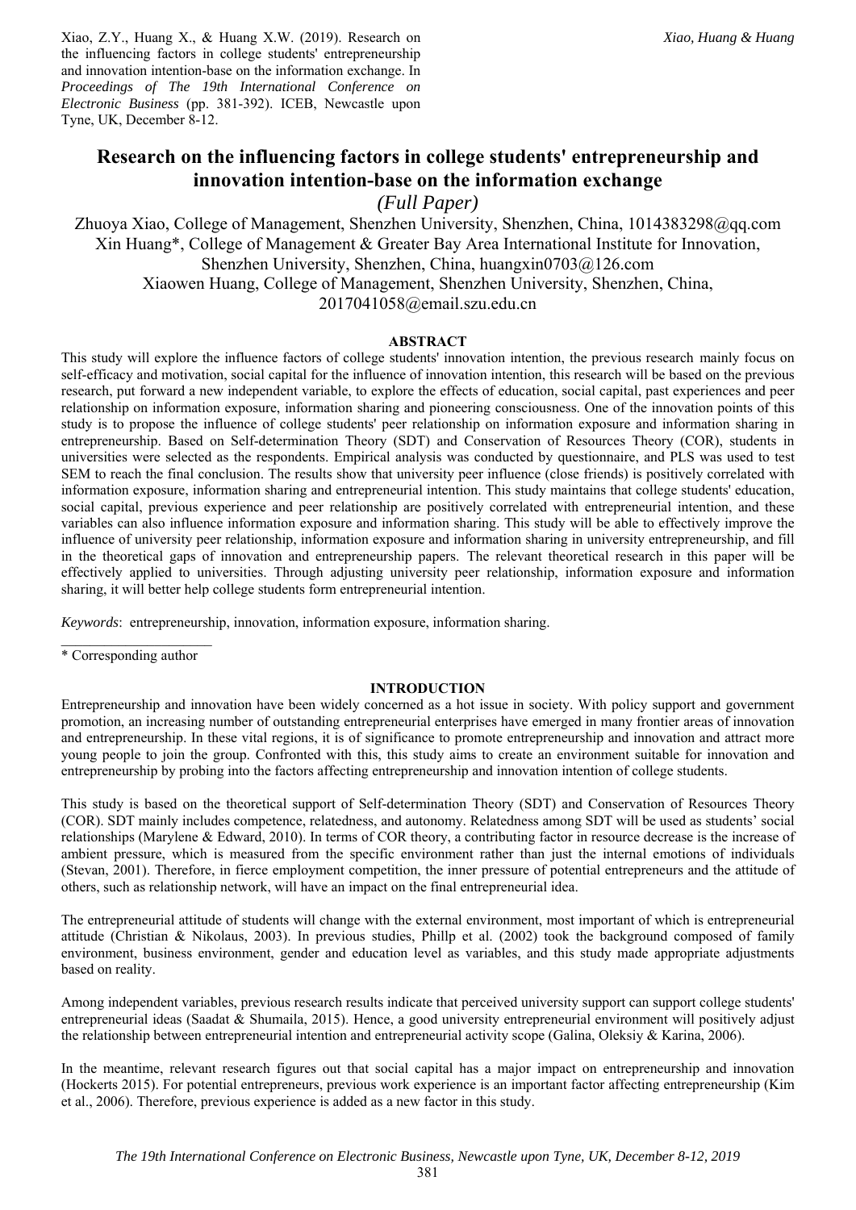Xiao, Z.Y., Huang X., & Huang X.W. (2019). Research on the influencing factors in college students' entrepreneurship and innovation intention-base on the information exchange. In *Proceedings of The 19th International Conference on Electronic Business* (pp. 381-392). ICEB, Newcastle upon Tyne, UK, December 8-12.

# Research on the influencing factors in college students' entrepreneurship and innovation intention-base on the information exchange

*(Full Paper)*

Zhuoya Xiao, College of Management, Shenzhen University, Shenzhen, China, 1014383298@qq.com
Xin Huang*, College of Management & Greater Bay Area International Institute for Innovation, Shenzhen University, Shenzhen, China, huangxin0703@126.com
Xiaowen Huang, College of Management, Shenzhen University, Shenzhen, China, 2017041058@email.szu.edu.cn

## ABSTRACT

This study will explore the influence factors of college students' innovation intention, the previous research mainly focus on self-efficacy and motivation, social capital for the influence of innovation intention, this research will be based on the previous research, put forward a new independent variable, to explore the effects of education, social capital, past experiences and peer relationship on information exposure, information sharing and pioneering consciousness. One of the innovation points of this study is to propose the influence of college students' peer relationship on information exposure and information sharing in entrepreneurship. Based on Self-determination Theory (SDT) and Conservation of Resources Theory (COR), students in universities were selected as the respondents. Empirical analysis was conducted by questionnaire, and PLS was used to test SEM to reach the final conclusion. The results show that university peer influence (close friends) is positively correlated with information exposure, information sharing and entrepreneurial intention. This study maintains that college students' education, social capital, previous experience and peer relationship are positively correlated with entrepreneurial intention, and these variables can also influence information exposure and information sharing. This study will be able to effectively improve the influence of university peer relationship, information exposure and information sharing in university entrepreneurship, and fill in the theoretical gaps of innovation and entrepreneurship papers. The relevant theoretical research in this paper will be effectively applied to universities. Through adjusting university peer relationship, information exposure and information sharing, it will better help college students form entrepreneurial intention.

*Keywords*: entrepreneurship, innovation, information exposure, information sharing.

\* Corresponding author

## INTRODUCTION

Entrepreneurship and innovation have been widely concerned as a hot issue in society. With policy support and government promotion, an increasing number of outstanding entrepreneurial enterprises have emerged in many frontier areas of innovation and entrepreneurship. In these vital regions, it is of significance to promote entrepreneurship and innovation and attract more young people to join the group. Confronted with this, this study aims to create an environment suitable for innovation and entrepreneurship by probing into the factors affecting entrepreneurship and innovation intention of college students.

This study is based on the theoretical support of Self-determination Theory (SDT) and Conservation of Resources Theory (COR). SDT mainly includes competence, relatedness, and autonomy. Relatedness among SDT will be used as students' social relationships (Marylene & Edward, 2010). In terms of COR theory, a contributing factor in resource decrease is the increase of ambient pressure, which is measured from the specific environment rather than just the internal emotions of individuals (Stevan, 2001). Therefore, in fierce employment competition, the inner pressure of potential entrepreneurs and the attitude of others, such as relationship network, will have an impact on the final entrepreneurial idea.

The entrepreneurial attitude of students will change with the external environment, most important of which is entrepreneurial attitude (Christian & Nikolaus, 2003). In previous studies, Phillp et al. (2002) took the background composed of family environment, business environment, gender and education level as variables, and this study made appropriate adjustments based on reality.

Among independent variables, previous research results indicate that perceived university support can support college students' entrepreneurial ideas (Saadat & Shumaila, 2015). Hence, a good university entrepreneurial environment will positively adjust the relationship between entrepreneurial intention and entrepreneurial activity scope (Galina, Oleksiy & Karina, 2006).

In the meantime, relevant research figures out that social capital has a major impact on entrepreneurship and innovation (Hockerts 2015). For potential entrepreneurs, previous work experience is an important factor affecting entrepreneurship (Kim et al., 2006). Therefore, previous experience is added as a new factor in this study.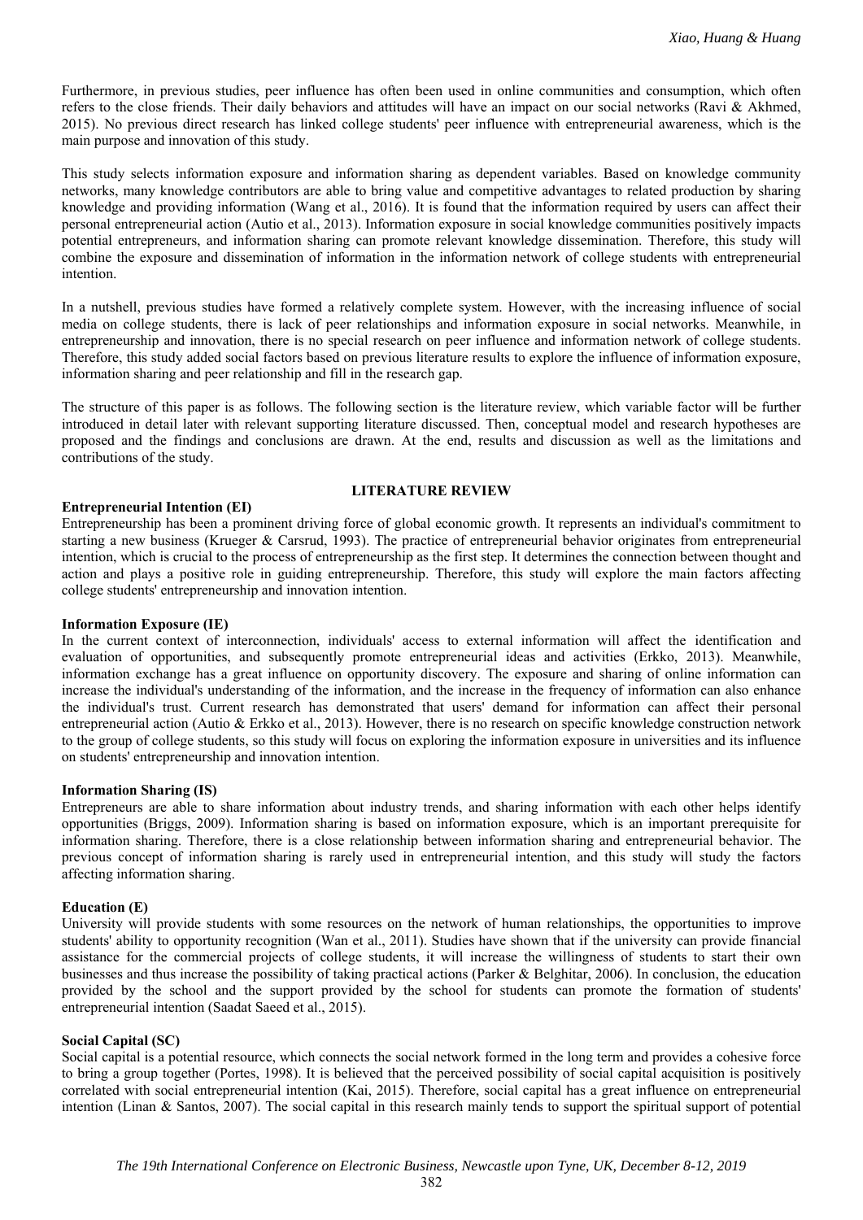Furthermore, in previous studies, peer influence has often been used in online communities and consumption, which often refers to the close friends. Their daily behaviors and attitudes will have an impact on our social networks (Ravi & Akhmed, 2015). No previous direct research has linked college students' peer influence with entrepreneurial awareness, which is the main purpose and innovation of this study.

This study selects information exposure and information sharing as dependent variables. Based on knowledge community networks, many knowledge contributors are able to bring value and competitive advantages to related production by sharing knowledge and providing information (Wang et al., 2016). It is found that the information required by users can affect their personal entrepreneurial action (Autio et al., 2013). Information exposure in social knowledge communities positively impacts potential entrepreneurs, and information sharing can promote relevant knowledge dissemination. Therefore, this study will combine the exposure and dissemination of information in the information network of college students with entrepreneurial intention.

In a nutshell, previous studies have formed a relatively complete system. However, with the increasing influence of social media on college students, there is lack of peer relationships and information exposure in social networks. Meanwhile, in entrepreneurship and innovation, there is no special research on peer influence and information network of college students. Therefore, this study added social factors based on previous literature results to explore the influence of information exposure, information sharing and peer relationship and fill in the research gap.

The structure of this paper is as follows. The following section is the literature review, which variable factor will be further introduced in detail later with relevant supporting literature discussed. Then, conceptual model and research hypotheses are proposed and the findings and conclusions are drawn. At the end, results and discussion as well as the limitations and contributions of the study.

## LITERATURE REVIEW

### Entrepreneurial Intention (EI)

Entrepreneurship has been a prominent driving force of global economic growth. It represents an individual's commitment to starting a new business (Krueger & Carsrud, 1993). The practice of entrepreneurial behavior originates from entrepreneurial intention, which is crucial to the process of entrepreneurship as the first step. It determines the connection between thought and action and plays a positive role in guiding entrepreneurship. Therefore, this study will explore the main factors affecting college students' entrepreneurship and innovation intention.

### Information Exposure (IE)

In the current context of interconnection, individuals' access to external information will affect the identification and evaluation of opportunities, and subsequently promote entrepreneurial ideas and activities (Erkko, 2013). Meanwhile, information exchange has a great influence on opportunity discovery. The exposure and sharing of online information can increase the individual's understanding of the information, and the increase in the frequency of information can also enhance the individual's trust. Current research has demonstrated that users' demand for information can affect their personal entrepreneurial action (Autio & Erkko et al., 2013). However, there is no research on specific knowledge construction network to the group of college students, so this study will focus on exploring the information exposure in universities and its influence on students' entrepreneurship and innovation intention.

### Information Sharing (IS)

Entrepreneurs are able to share information about industry trends, and sharing information with each other helps identify opportunities (Briggs, 2009). Information sharing is based on information exposure, which is an important prerequisite for information sharing. Therefore, there is a close relationship between information sharing and entrepreneurial behavior. The previous concept of information sharing is rarely used in entrepreneurial intention, and this study will study the factors affecting information sharing.

### Education (E)

University will provide students with some resources on the network of human relationships, the opportunities to improve students' ability to opportunity recognition (Wan et al., 2011). Studies have shown that if the university can provide financial assistance for the commercial projects of college students, it will increase the willingness of students to start their own businesses and thus increase the possibility of taking practical actions (Parker & Belghitar, 2006). In conclusion, the education provided by the school and the support provided by the school for students can promote the formation of students' entrepreneurial intention (Saadat Saeed et al., 2015).

### Social Capital (SC)

Social capital is a potential resource, which connects the social network formed in the long term and provides a cohesive force to bring a group together (Portes, 1998). It is believed that the perceived possibility of social capital acquisition is positively correlated with social entrepreneurial intention (Kai, 2015). Therefore, social capital has a great influence on entrepreneurial intention (Linan & Santos, 2007). The social capital in this research mainly tends to support the spiritual support of potential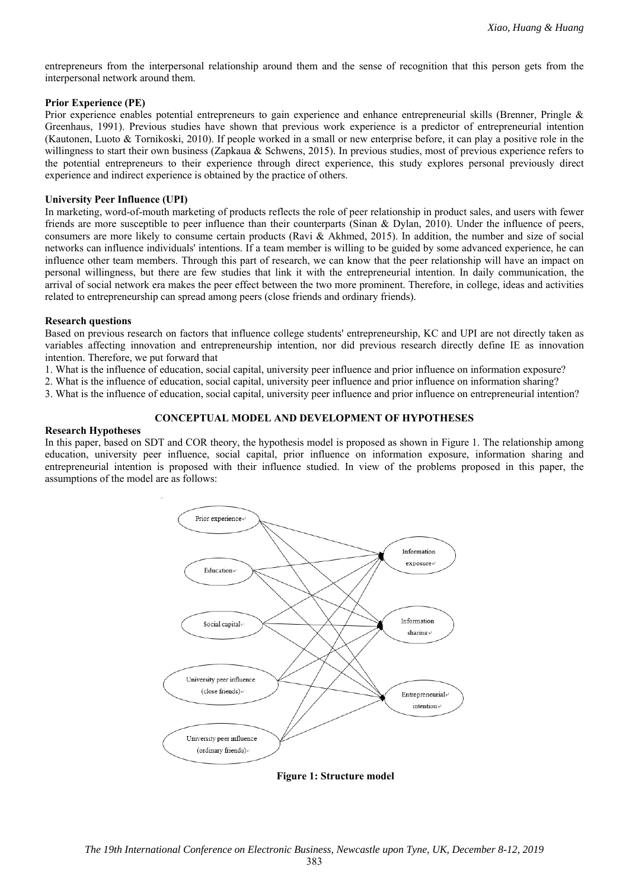entrepreneurs from the interpersonal relationship around them and the sense of recognition that this person gets from the interpersonal network around them.

**Prior Experience (PE)**

Prior experience enables potential entrepreneurs to gain experience and enhance entrepreneurial skills (Brenner, Pringle & Greenhaus, 1991). Previous studies have shown that previous work experience is a predictor of entrepreneurial intention (Kautonen, Luoto & Tornikoski, 2010). If people worked in a small or new enterprise before, it can play a positive role in the willingness to start their own business (Zapkaua & Schwens, 2015). In previous studies, most of previous experience refers to the potential entrepreneurs to their experience through direct experience, this study explores personal previously direct experience and indirect experience is obtained by the practice of others.

**University Peer Influence (UPI)**

In marketing, word-of-mouth marketing of products reflects the role of peer relationship in product sales, and users with fewer friends are more susceptible to peer influence than their counterparts (Sinan & Dylan, 2010). Under the influence of peers, consumers are more likely to consume certain products (Ravi & Akhmed, 2015). In addition, the number and size of social networks can influence individuals' intentions. If a team member is willing to be guided by some advanced experience, he can influence other team members. Through this part of research, we can know that the peer relationship will have an impact on personal willingness, but there are few studies that link it with the entrepreneurial intention. In daily communication, the arrival of social network era makes the peer effect between the two more prominent. Therefore, in college, ideas and activities related to entrepreneurship can spread among peers (close friends and ordinary friends).

**Research questions**

Based on previous research on factors that influence college students' entrepreneurship, KC and UPI are not directly taken as variables affecting innovation and entrepreneurship intention, nor did previous research directly define IE as innovation intention. Therefore, we put forward that

1. What is the influence of education, social capital, university peer influence and prior influence on information exposure?
2. What is the influence of education, social capital, university peer influence and prior influence on information sharing?
3. What is the influence of education, social capital, university peer influence and prior influence on entrepreneurial intention?

## CONCEPTUAL MODEL AND DEVELOPMENT OF HYPOTHESES

**Research Hypotheses**

In this paper, based on SDT and COR theory, the hypothesis model is proposed as shown in Figure 1. The relationship among education, university peer influence, social capital, prior influence on information exposure, information sharing and entrepreneurial intention is proposed with their influence studied. In view of the problems proposed in this paper, the assumptions of the model are as follows:

**Figure 1: Structure model**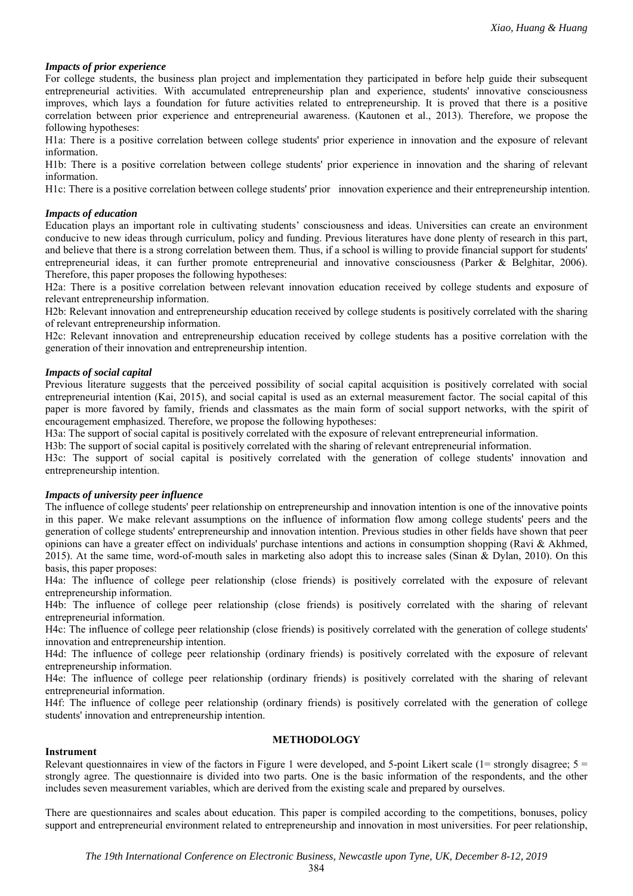### *Impacts of prior experience*

For college students, the business plan project and implementation they participated in before help guide their subsequent entrepreneurial activities. With accumulated entrepreneurship plan and experience, students' innovative consciousness improves, which lays a foundation for future activities related to entrepreneurship. It is proved that there is a positive correlation between prior experience and entrepreneurial awareness. (Kautonen et al., 2013). Therefore, we propose the following hypotheses:

H1a: There is a positive correlation between college students' prior experience in innovation and the exposure of relevant information.

H1b: There is a positive correlation between college students' prior experience in innovation and the sharing of relevant information.

H1c: There is a positive correlation between college students' prior innovation experience and their entrepreneurship intention.

### *Impacts of education*

Education plays an important role in cultivating students' consciousness and ideas. Universities can create an environment conducive to new ideas through curriculum, policy and funding. Previous literatures have done plenty of research in this part, and believe that there is a strong correlation between them. Thus, if a school is willing to provide financial support for students' entrepreneurial ideas, it can further promote entrepreneurial and innovative consciousness (Parker & Belghitar, 2006). Therefore, this paper proposes the following hypotheses:

H2a: There is a positive correlation between relevant innovation education received by college students and exposure of relevant entrepreneurship information.

H2b: Relevant innovation and entrepreneurship education received by college students is positively correlated with the sharing of relevant entrepreneurship information.

H2c: Relevant innovation and entrepreneurship education received by college students has a positive correlation with the generation of their innovation and entrepreneurship intention.

### *Impacts of social capital*

Previous literature suggests that the perceived possibility of social capital acquisition is positively correlated with social entrepreneurial intention (Kai, 2015), and social capital is used as an external measurement factor. The social capital of this paper is more favored by family, friends and classmates as the main form of social support networks, with the spirit of encouragement emphasized. Therefore, we propose the following hypotheses:

H3a: The support of social capital is positively correlated with the exposure of relevant entrepreneurial information.

H3b: The support of social capital is positively correlated with the sharing of relevant entrepreneurial information.

H3c: The support of social capital is positively correlated with the generation of college students' innovation and entrepreneurship intention.

### *Impacts of university peer influence*

The influence of college students' peer relationship on entrepreneurship and innovation intention is one of the innovative points in this paper. We make relevant assumptions on the influence of information flow among college students' peers and the generation of college students' entrepreneurship and innovation intention. Previous studies in other fields have shown that peer opinions can have a greater effect on individuals' purchase intentions and actions in consumption shopping (Ravi & Akhmed, 2015). At the same time, word-of-mouth sales in marketing also adopt this to increase sales (Sinan & Dylan, 2010). On this basis, this paper proposes:

H4a: The influence of college peer relationship (close friends) is positively correlated with the exposure of relevant entrepreneurship information.

H4b: The influence of college peer relationship (close friends) is positively correlated with the sharing of relevant entrepreneurial information.

H4c: The influence of college peer relationship (close friends) is positively correlated with the generation of college students' innovation and entrepreneurship intention.

H4d: The influence of college peer relationship (ordinary friends) is positively correlated with the exposure of relevant entrepreneurship information.

H4e: The influence of college peer relationship (ordinary friends) is positively correlated with the sharing of relevant entrepreneurial information.

H4f: The influence of college peer relationship (ordinary friends) is positively correlated with the generation of college students' innovation and entrepreneurship intention.

## METHODOLOGY

### Instrument

Relevant questionnaires in view of the factors in Figure 1 were developed, and 5-point Likert scale (1= strongly disagree; 5 = strongly agree. The questionnaire is divided into two parts. One is the basic information of the respondents, and the other includes seven measurement variables, which are derived from the existing scale and prepared by ourselves.

There are questionnaires and scales about education. This paper is compiled according to the competitions, bonuses, policy support and entrepreneurial environment related to entrepreneurship and innovation in most universities. For peer relationship,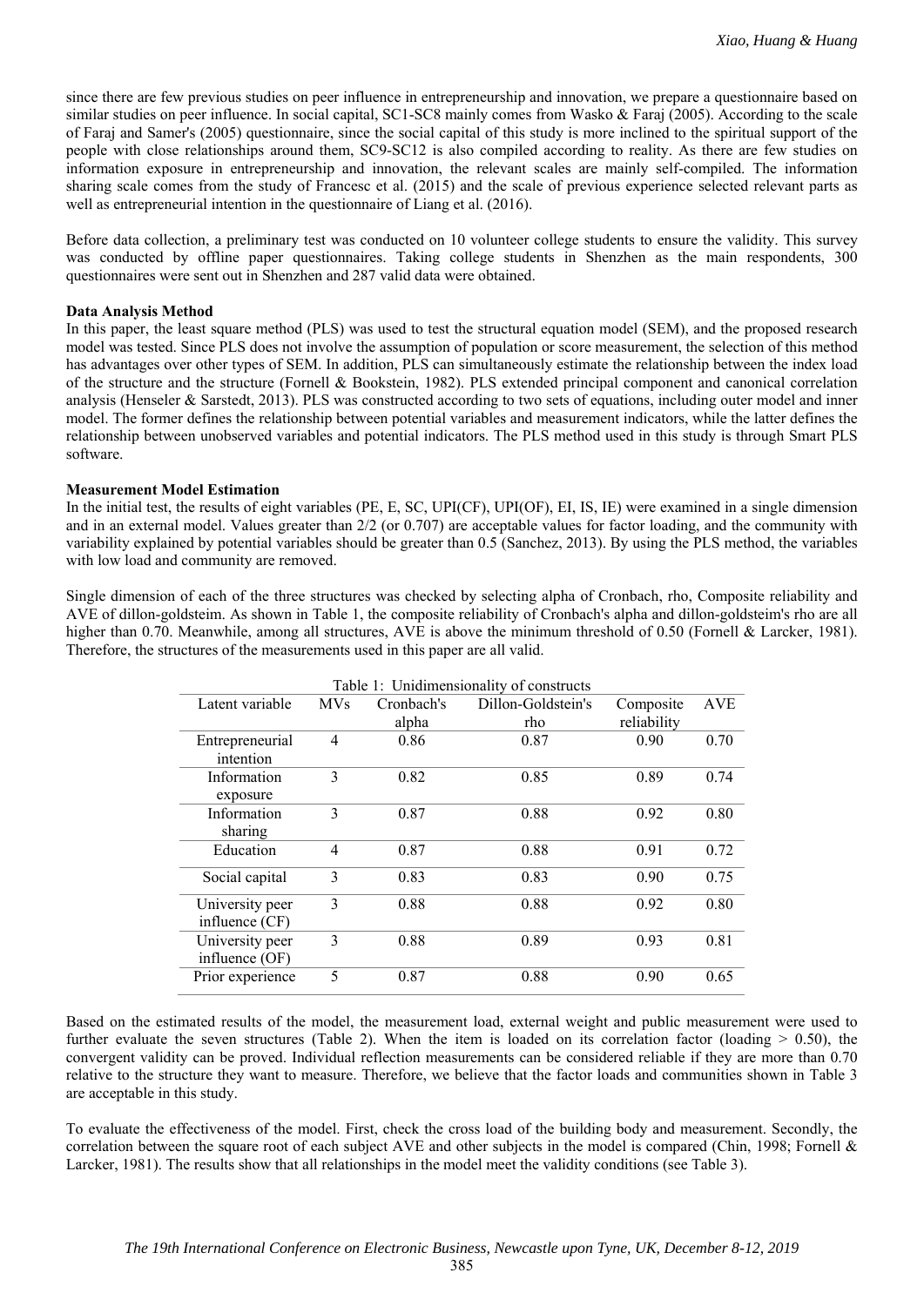since there are few previous studies on peer influence in entrepreneurship and innovation, we prepare a questionnaire based on similar studies on peer influence. In social capital, SC1-SC8 mainly comes from Wasko & Faraj (2005). According to the scale of Faraj and Samer's (2005) questionnaire, since the social capital of this study is more inclined to the spiritual support of the people with close relationships around them, SC9-SC12 is also compiled according to reality. As there are few studies on information exposure in entrepreneurship and innovation, the relevant scales are mainly self-compiled. The information sharing scale comes from the study of Francesc et al. (2015) and the scale of previous experience selected relevant parts as well as entrepreneurial intention in the questionnaire of Liang et al. (2016).

Before data collection, a preliminary test was conducted on 10 volunteer college students to ensure the validity. This survey was conducted by offline paper questionnaires. Taking college students in Shenzhen as the main respondents, 300 questionnaires were sent out in Shenzhen and 287 valid data were obtained.

**Data Analysis Method**

In this paper, the least square method (PLS) was used to test the structural equation model (SEM), and the proposed research model was tested. Since PLS does not involve the assumption of population or score measurement, the selection of this method has advantages over other types of SEM. In addition, PLS can simultaneously estimate the relationship between the index load of the structure and the structure (Fornell & Bookstein, 1982). PLS extended principal component and canonical correlation analysis (Henseler & Sarstedt, 2013). PLS was constructed according to two sets of equations, including outer model and inner model. The former defines the relationship between potential variables and measurement indicators, while the latter defines the relationship between unobserved variables and potential indicators. The PLS method used in this study is through Smart PLS software.

**Measurement Model Estimation**

In the initial test, the results of eight variables (PE, E, SC, UPI(CF), UPI(OF), EI, IS, IE) were examined in a single dimension and in an external model. Values greater than 2/2 (or 0.707) are acceptable values for factor loading, and the community with variability explained by potential variables should be greater than 0.5 (Sanchez, 2013). By using the PLS method, the variables with low load and community are removed.

Single dimension of each of the three structures was checked by selecting alpha of Cronbach, rho, Composite reliability and AVE of dillon-goldsteim. As shown in Table 1, the composite reliability of Cronbach's alpha and dillon-goldsteim's rho are all higher than 0.70. Meanwhile, among all structures, AVE is above the minimum threshold of 0.50 (Fornell & Larcker, 1981). Therefore, the structures of the measurements used in this paper are all valid.

Table 1: Unidimensionality of constructs

| Latent variable | MVs | Cronbach's alpha | Dillon-Goldstein's rho | Composite reliability | AVE |
|---|---|---|---|---|---|
| Entrepreneurial intention | 4 | 0.86 | 0.87 | 0.90 | 0.70 |
| Information exposure | 3 | 0.82 | 0.85 | 0.89 | 0.74 |
| Information sharing | 3 | 0.87 | 0.88 | 0.92 | 0.80 |
| Education | 4 | 0.87 | 0.88 | 0.91 | 0.72 |
| Social capital | 3 | 0.83 | 0.83 | 0.90 | 0.75 |
| University peer influence (CF) | 3 | 0.88 | 0.88 | 0.92 | 0.80 |
| University peer influence (OF) | 3 | 0.88 | 0.89 | 0.93 | 0.81 |
| Prior experience | 5 | 0.87 | 0.88 | 0.90 | 0.65 |

Based on the estimated results of the model, the measurement load, external weight and public measurement were used to further evaluate the seven structures (Table 2). When the item is loaded on its correlation factor (loading > 0.50), the convergent validity can be proved. Individual reflection measurements can be considered reliable if they are more than 0.70 relative to the structure they want to measure. Therefore, we believe that the factor loads and communities shown in Table 3 are acceptable in this study.

To evaluate the effectiveness of the model. First, check the cross load of the building body and measurement. Secondly, the correlation between the square root of each subject AVE and other subjects in the model is compared (Chin, 1998; Fornell & Larcker, 1981). The results show that all relationships in the model meet the validity conditions (see Table 3).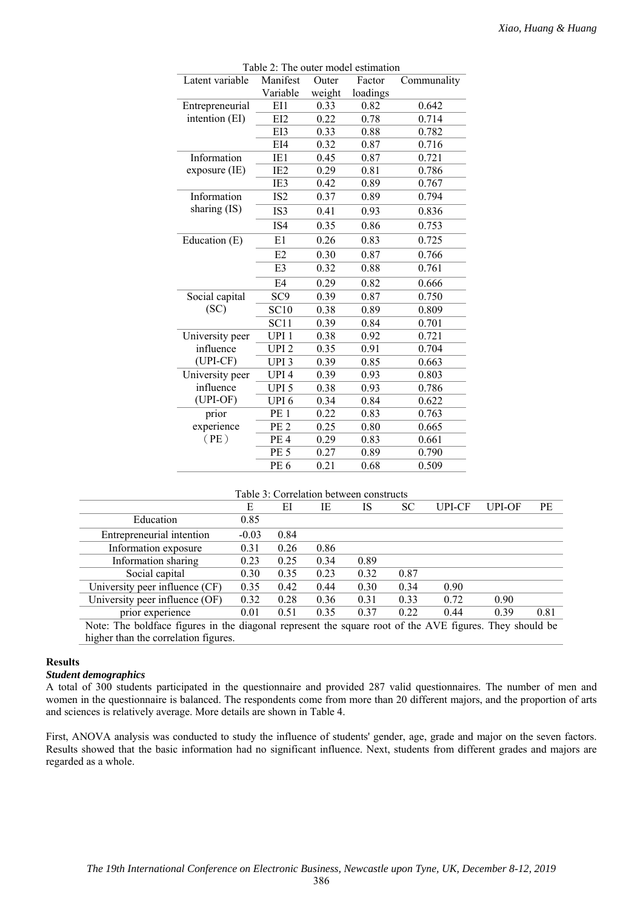Table 2: The outer model estimation

| Latent variable | Manifest Variable | Outer weight | Factor loadings | Communality |
|---|---|---|---|---|
| Entrepreneurial intention (EI) | EI1 | 0.33 | 0.82 | 0.642 |
| | EI2 | 0.22 | 0.78 | 0.714 |
| | EI3 | 0.33 | 0.88 | 0.782 |
| | EI4 | 0.32 | 0.87 | 0.716 |
| Information exposure (IE) | IE1 | 0.45 | 0.87 | 0.721 |
| | IE2 | 0.29 | 0.81 | 0.786 |
| | IE3 | 0.42 | 0.89 | 0.767 |
| Information sharing (IS) | IS2 | 0.37 | 0.89 | 0.794 |
| | IS3 | 0.41 | 0.93 | 0.836 |
| | IS4 | 0.35 | 0.86 | 0.753 |
| Education (E) | E1 | 0.26 | 0.83 | 0.725 |
| | E2 | 0.30 | 0.87 | 0.766 |
| | E3 | 0.32 | 0.88 | 0.761 |
| | E4 | 0.29 | 0.82 | 0.666 |
| Social capital (SC) | SC9 | 0.39 | 0.87 | 0.750 |
| | SC10 | 0.38 | 0.89 | 0.809 |
| | SC11 | 0.39 | 0.84 | 0.701 |
| University peer influence (UPI-CF) | UPI 1 | 0.38 | 0.92 | 0.721 |
| | UPI 2 | 0.35 | 0.91 | 0.704 |
| | UPI 3 | 0.39 | 0.85 | 0.663 |
| University peer influence (UPI-OF) | UPI 4 | 0.39 | 0.93 | 0.803 |
| | UPI 5 | 0.38 | 0.93 | 0.786 |
| | UPI 6 | 0.34 | 0.84 | 0.622 |
| prior experience (PE) | PE 1 | 0.22 | 0.83 | 0.763 |
| | PE 2 | 0.25 | 0.80 | 0.665 |
| | PE 4 | 0.29 | 0.83 | 0.661 |
| | PE 5 | 0.27 | 0.89 | 0.790 |
| | PE 6 | 0.21 | 0.68 | 0.509 |

Table 3: Correlation between constructs

| | E | EI | IE | IS | SC | UPI-CF | UPI-OF | PE |
|---|---|---|---|---|---|---|---|---|
| Education | 0.85 | | | | | | | |
| Entrepreneurial intention | -0.03 | 0.84 | | | | | | |
| Information exposure | 0.31 | 0.26 | 0.86 | | | | | |
| Information sharing | 0.23 | 0.25 | 0.34 | 0.89 | | | | |
| Social capital | 0.30 | 0.35 | 0.23 | 0.32 | 0.87 | | | |
| University peer influence (CF) | 0.35 | 0.42 | 0.44 | 0.30 | 0.34 | 0.90 | | |
| University peer influence (OF) | 0.32 | 0.28 | 0.36 | 0.31 | 0.33 | 0.72 | 0.90 | |
| prior experience | 0.01 | 0.51 | 0.35 | 0.37 | 0.22 | 0.44 | 0.39 | 0.81 |

Note: The boldface figures in the diagonal represent the square root of the AVE figures. They should be higher than the correlation figures.

## Results

### *Student demographics*

A total of 300 students participated in the questionnaire and provided 287 valid questionnaires. The number of men and women in the questionnaire is balanced. The respondents come from more than 20 different majors, and the proportion of arts and sciences is relatively average. More details are shown in Table 4.

First, ANOVA analysis was conducted to study the influence of students' gender, age, grade and major on the seven factors. Results showed that the basic information had no significant influence. Next, students from different grades and majors are regarded as a whole.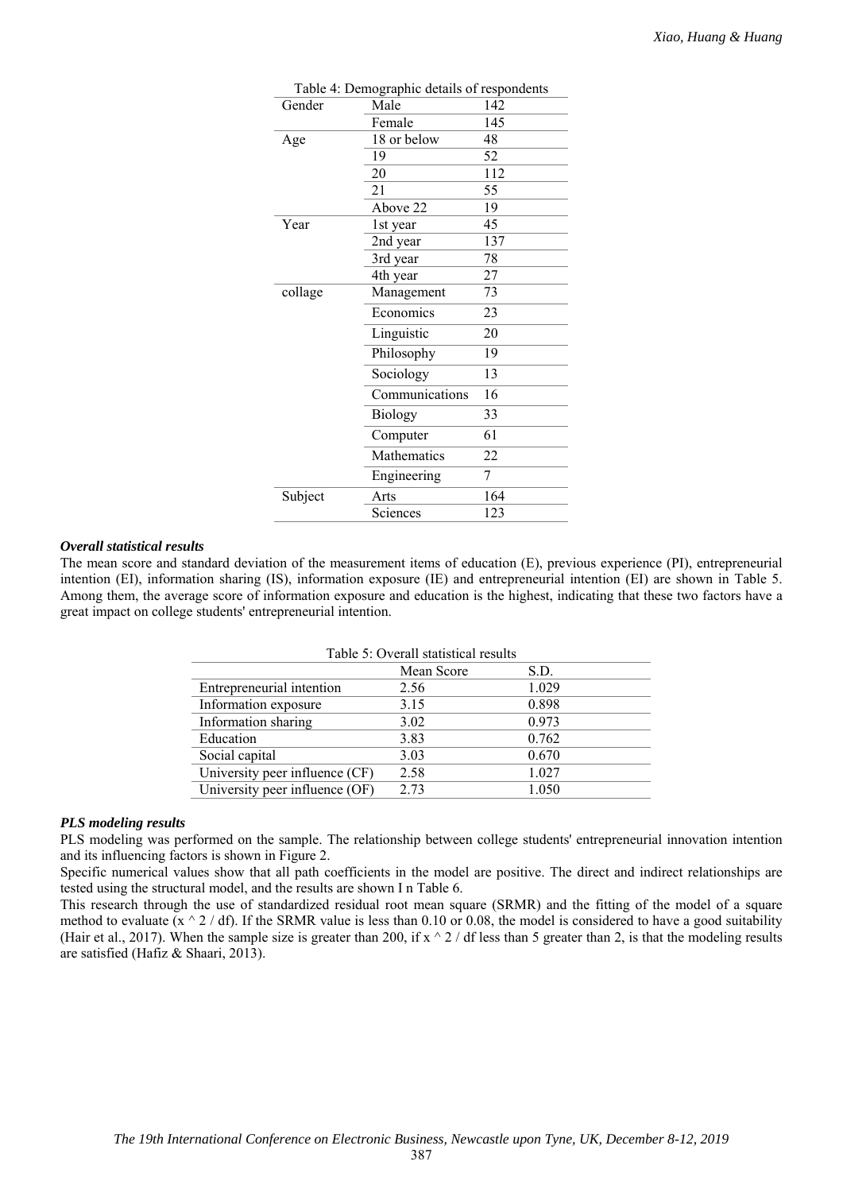Table 4: Demographic details of respondents

| | | |
|---|---|---|
| Gender | Male | 142 |
| | Female | 145 |
| Age | 18 or below | 48 |
| | 19 | 52 |
| | 20 | 112 |
| | 21 | 55 |
| | Above 22 | 19 |
| Year | 1st year | 45 |
| | 2nd year | 137 |
| | 3rd year | 78 |
| | 4th year | 27 |
| collage | Management | 73 |
| | Economics | 23 |
| | Linguistic | 20 |
| | Philosophy | 19 |
| | Sociology | 13 |
| | Communications | 16 |
| | Biology | 33 |
| | Computer | 61 |
| | Mathematics | 22 |
| | Engineering | 7 |
| Subject | Arts | 164 |
| | Sciences | 123 |

***Overall statistical results***

The mean score and standard deviation of the measurement items of education (E), previous experience (PI), entrepreneurial intention (EI), information sharing (IS), information exposure (IE) and entrepreneurial intention (EI) are shown in Table 5. Among them, the average score of information exposure and education is the highest, indicating that these two factors have a great impact on college students' entrepreneurial intention.

Table 5: Overall statistical results

| | Mean Score | S.D. |
|---|---|---|
| Entrepreneurial intention | 2.56 | 1.029 |
| Information exposure | 3.15 | 0.898 |
| Information sharing | 3.02 | 0.973 |
| Education | 3.83 | 0.762 |
| Social capital | 3.03 | 0.670 |
| University peer influence (CF) | 2.58 | 1.027 |
| University peer influence (OF) | 2.73 | 1.050 |

***PLS modeling results***

PLS modeling was performed on the sample. The relationship between college students' entrepreneurial innovation intention and its influencing factors is shown in Figure 2.

Specific numerical values show that all path coefficients in the model are positive. The direct and indirect relationships are tested using the structural model, and the results are shown I n Table 6.

This research through the use of standardized residual root mean square (SRMR) and the fitting of the model of a square method to evaluate (x ^ 2 / df). If the SRMR value is less than 0.10 or 0.08, the model is considered to have a good suitability (Hair et al., 2017). When the sample size is greater than 200, if x ^ 2 / df less than 5 greater than 2, is that the modeling results are satisfied (Hafiz & Shaari, 2013).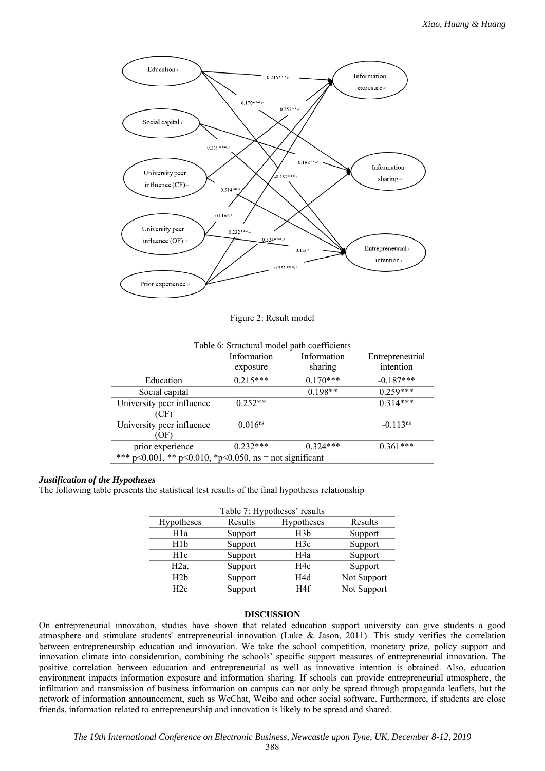Figure 2: Result model

Table 6: Structural model path coefficients

| | Information exposure | Information sharing | Entrepreneurial intention |
|---|---|---|---|
| Education | 0.215*** | 0.170*** | -0.187*** |
| Social capital | | 0.198** | 0.259*** |
| University peer influence (CF) | 0.252** | | 0.314*** |
| University peer influence (OF) | $0.016^{ns}$ | | $-0.113^{ns}$ |
| prior experience | 0.232*** | 0.324*** | 0.361*** |
| *** p<0.001, ** p<0.010, *p<0.050, ns = not significant | | | |

***Justification of the Hypotheses***

The following table presents the statistical test results of the final hypothesis relationship

Table 7: Hypotheses' results

| Hypotheses | Results | Hypotheses | Results |
|---|---|---|---|
| H1a | Support | H3b | Support |
| H1b | Support | H3c | Support |
| H1c | Support | H4a | Support |
| H2a. | Support | H4c | Support |
| H2b | Support | H4d | Not Support |
| H2c | Support | H4f | Not Support |

## DISCUSSION

On entrepreneurial innovation, studies have shown that related education support university can give students a good atmosphere and stimulate students' entrepreneurial innovation (Luke & Jason, 2011). This study verifies the correlation between entrepreneurship education and innovation. We take the school competition, monetary prize, policy support and innovation climate into consideration, combining the schools' specific support measures of entrepreneurial innovation. The positive correlation between education and entrepreneurial as well as innovative intention is obtained. Also, education environment impacts information exposure and information sharing. If schools can provide entrepreneurial atmosphere, the infiltration and transmission of business information on campus can not only be spread through propaganda leaflets, but the network of information announcement, such as WeChat, Weibo and other social software. Furthermore, if students are close friends, information related to entrepreneurship and innovation is likely to be spread and shared.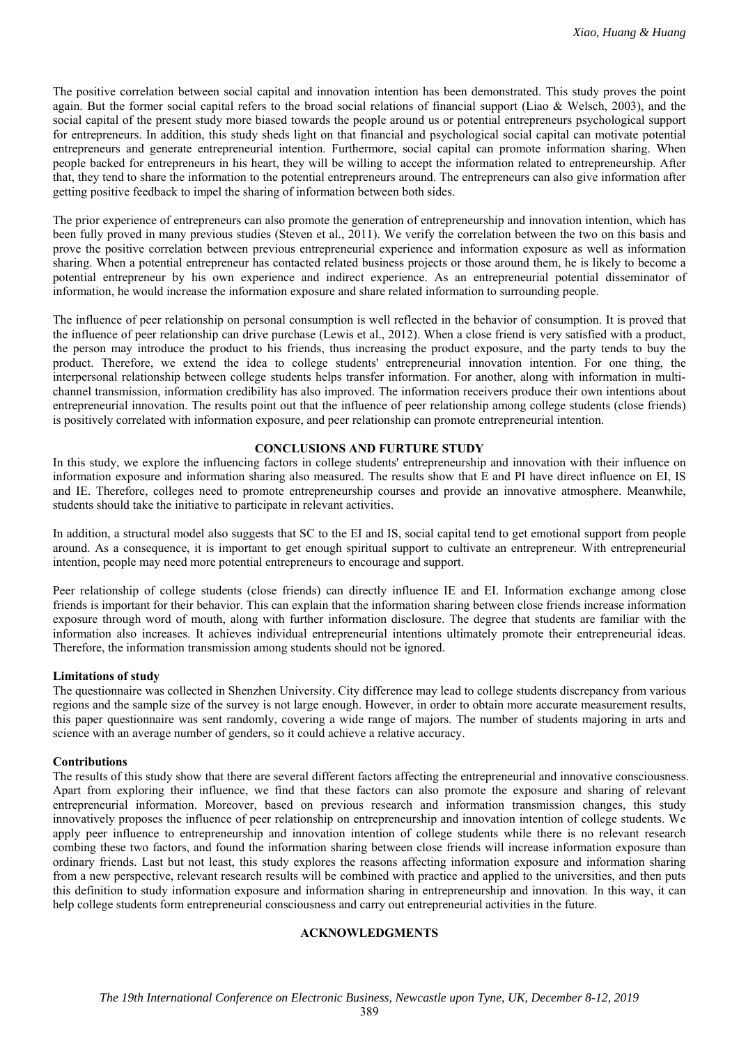The positive correlation between social capital and innovation intention has been demonstrated. This study proves the point again. But the former social capital refers to the broad social relations of financial support (Liao & Welsch, 2003), and the social capital of the present study more biased towards the people around us or potential entrepreneurs psychological support for entrepreneurs. In addition, this study sheds light on that financial and psychological social capital can motivate potential entrepreneurs and generate entrepreneurial intention. Furthermore, social capital can promote information sharing. When people backed for entrepreneurs in his heart, they will be willing to accept the information related to entrepreneurship. After that, they tend to share the information to the potential entrepreneurs around. The entrepreneurs can also give information after getting positive feedback to impel the sharing of information between both sides.

The prior experience of entrepreneurs can also promote the generation of entrepreneurship and innovation intention, which has been fully proved in many previous studies (Steven et al., 2011). We verify the correlation between the two on this basis and prove the positive correlation between previous entrepreneurial experience and information exposure as well as information sharing. When a potential entrepreneur has contacted related business projects or those around them, he is likely to become a potential entrepreneur by his own experience and indirect experience. As an entrepreneurial potential disseminator of information, he would increase the information exposure and share related information to surrounding people.

The influence of peer relationship on personal consumption is well reflected in the behavior of consumption. It is proved that the influence of peer relationship can drive purchase (Lewis et al., 2012). When a close friend is very satisfied with a product, the person may introduce the product to his friends, thus increasing the product exposure, and the party tends to buy the product. Therefore, we extend the idea to college students' entrepreneurial innovation intention. For one thing, the interpersonal relationship between college students helps transfer information. For another, along with information in multi-channel transmission, information credibility has also improved. The information receivers produce their own intentions about entrepreneurial innovation. The results point out that the influence of peer relationship among college students (close friends) is positively correlated with information exposure, and peer relationship can promote entrepreneurial intention.

## CONCLUSIONS AND FURTURE STUDY

In this study, we explore the influencing factors in college students' entrepreneurship and innovation with their influence on information exposure and information sharing also measured. The results show that E and PI have direct influence on EI, IS and IE. Therefore, colleges need to promote entrepreneurship courses and provide an innovative atmosphere. Meanwhile, students should take the initiative to participate in relevant activities.

In addition, a structural model also suggests that SC to the EI and IS, social capital tend to get emotional support from people around. As a consequence, it is important to get enough spiritual support to cultivate an entrepreneur. With entrepreneurial intention, people may need more potential entrepreneurs to encourage and support.

Peer relationship of college students (close friends) can directly influence IE and EI. Information exchange among close friends is important for their behavior. This can explain that the information sharing between close friends increase information exposure through word of mouth, along with further information disclosure. The degree that students are familiar with the information also increases. It achieves individual entrepreneurial intentions ultimately promote their entrepreneurial ideas. Therefore, the information transmission among students should not be ignored.

### Limitations of study

The questionnaire was collected in Shenzhen University. City difference may lead to college students discrepancy from various regions and the sample size of the survey is not large enough. However, in order to obtain more accurate measurement results, this paper questionnaire was sent randomly, covering a wide range of majors. The number of students majoring in arts and science with an average number of genders, so it could achieve a relative accuracy.

### Contributions

The results of this study show that there are several different factors affecting the entrepreneurial and innovative consciousness. Apart from exploring their influence, we find that these factors can also promote the exposure and sharing of relevant entrepreneurial information. Moreover, based on previous research and information transmission changes, this study innovatively proposes the influence of peer relationship on entrepreneurship and innovation intention of college students. We apply peer influence to entrepreneurship and innovation intention of college students while there is no relevant research combing these two factors, and found the information sharing between close friends will increase information exposure than ordinary friends. Last but not least, this study explores the reasons affecting information exposure and information sharing from a new perspective, relevant research results will be combined with practice and applied to the universities, and then puts this definition to study information exposure and information sharing in entrepreneurship and innovation. In this way, it can help college students form entrepreneurial consciousness and carry out entrepreneurial activities in the future.

## ACKNOWLEDGMENTS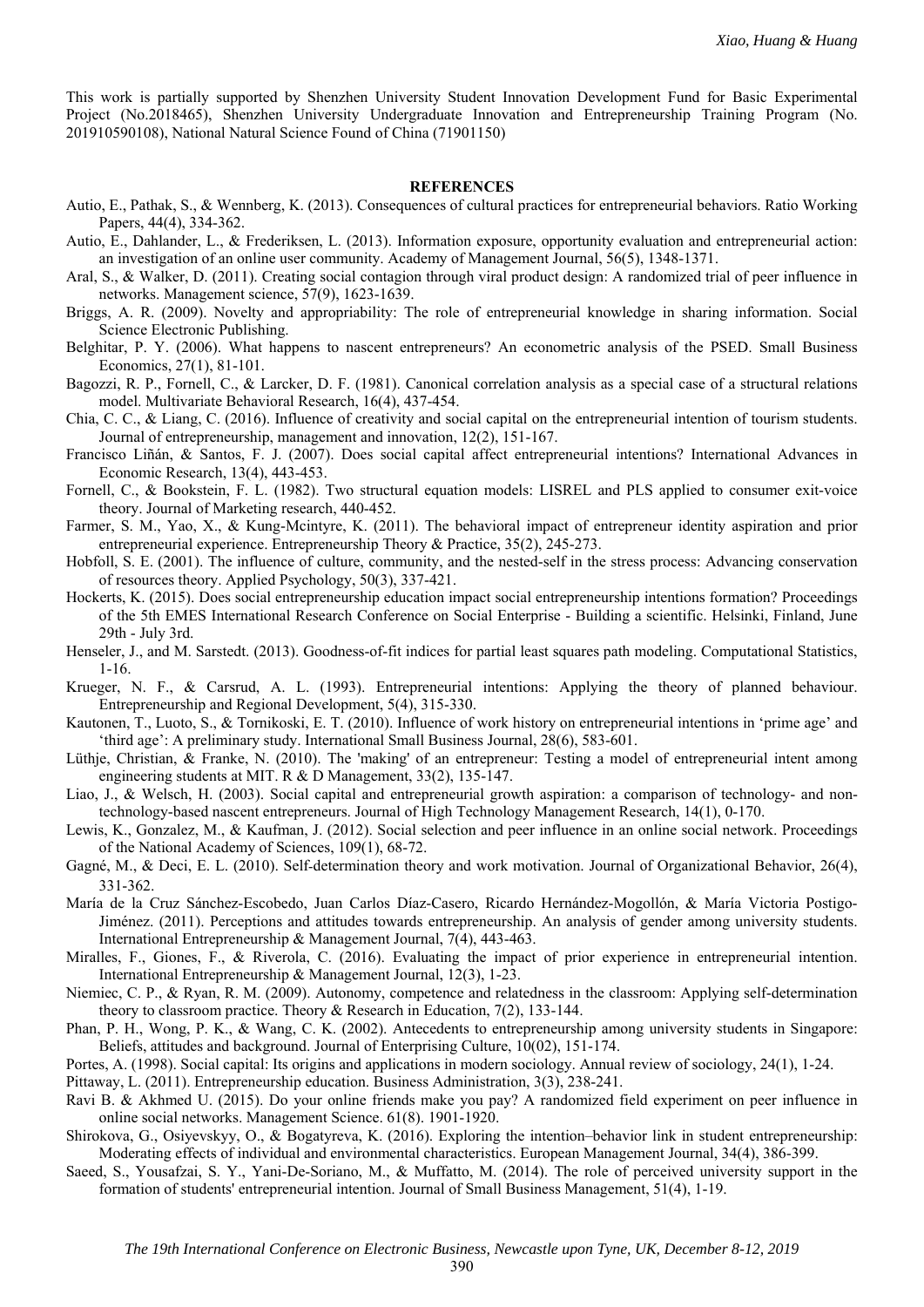This work is partially supported by Shenzhen University Student Innovation Development Fund for Basic Experimental Project (No.2018465), Shenzhen University Undergraduate Innovation and Entrepreneurship Training Program (No. 201910590108), National Natural Science Found of China (71901150)

## REFERENCES

Autio, E., Pathak, S., & Wennberg, K. (2013). Consequences of cultural practices for entrepreneurial behaviors. Ratio Working Papers, 44(4), 334-362.

Autio, E., Dahlander, L., & Frederiksen, L. (2013). Information exposure, opportunity evaluation and entrepreneurial action: an investigation of an online user community. Academy of Management Journal, 56(5), 1348-1371.

Aral, S., & Walker, D. (2011). Creating social contagion through viral product design: A randomized trial of peer influence in networks. Management science, 57(9), 1623-1639.

Briggs, A. R. (2009). Novelty and appropriability: The role of entrepreneurial knowledge in sharing information. Social Science Electronic Publishing.

Belghitar, P. Y. (2006). What happens to nascent entrepreneurs? An econometric analysis of the PSED. Small Business Economics, 27(1), 81-101.

Bagozzi, R. P., Fornell, C., & Larcker, D. F. (1981). Canonical correlation analysis as a special case of a structural relations model. Multivariate Behavioral Research, 16(4), 437-454.

Chia, C. C., & Liang, C. (2016). Influence of creativity and social capital on the entrepreneurial intention of tourism students. Journal of entrepreneurship, management and innovation, 12(2), 151-167.

Francisco Liñán, & Santos, F. J. (2007). Does social capital affect entrepreneurial intentions? International Advances in Economic Research, 13(4), 443-453.

Fornell, C., & Bookstein, F. L. (1982). Two structural equation models: LISREL and PLS applied to consumer exit-voice theory. Journal of Marketing research, 440-452.

Farmer, S. M., Yao, X., & Kung-Mcintyre, K. (2011). The behavioral impact of entrepreneur identity aspiration and prior entrepreneurial experience. Entrepreneurship Theory & Practice, 35(2), 245-273.

Hobfoll, S. E. (2001). The influence of culture, community, and the nested-self in the stress process: Advancing conservation of resources theory. Applied Psychology, 50(3), 337-421.

Hockerts, K. (2015). Does social entrepreneurship education impact social entrepreneurship intentions formation? Proceedings of the 5th EMES International Research Conference on Social Enterprise - Building a scientific. Helsinki, Finland, June 29th - July 3rd.

Henseler, J., and M. Sarstedt. (2013). Goodness-of-fit indices for partial least squares path modeling. Computational Statistics, 1-16.

Krueger, N. F., & Carsrud, A. L. (1993). Entrepreneurial intentions: Applying the theory of planned behaviour. Entrepreneurship and Regional Development, 5(4), 315-330.

Kautonen, T., Luoto, S., & Tornikoski, E. T. (2010). Influence of work history on entrepreneurial intentions in 'prime age' and 'third age': A preliminary study. International Small Business Journal, 28(6), 583-601.

Lüthje, Christian, & Franke, N. (2010). The 'making' of an entrepreneur: Testing a model of entrepreneurial intent among engineering students at MIT. R & D Management, 33(2), 135-147.

Liao, J., & Welsch, H. (2003). Social capital and entrepreneurial growth aspiration: a comparison of technology- and non-technology-based nascent entrepreneurs. Journal of High Technology Management Research, 14(1), 0-170.

Lewis, K., Gonzalez, M., & Kaufman, J. (2012). Social selection and peer influence in an online social network. Proceedings of the National Academy of Sciences, 109(1), 68-72.

Gagné, M., & Deci, E. L. (2010). Self-determination theory and work motivation. Journal of Organizational Behavior, 26(4), 331-362.

María de la Cruz Sánchez-Escobedo, Juan Carlos Díaz-Casero, Ricardo Hernández-Mogollón, & María Victoria Postigo-Jiménez. (2011). Perceptions and attitudes towards entrepreneurship. An analysis of gender among university students. International Entrepreneurship & Management Journal, 7(4), 443-463.

Miralles, F., Giones, F., & Riverola, C. (2016). Evaluating the impact of prior experience in entrepreneurial intention. International Entrepreneurship & Management Journal, 12(3), 1-23.

Niemiec, C. P., & Ryan, R. M. (2009). Autonomy, competence and relatedness in the classroom: Applying self-determination theory to classroom practice. Theory & Research in Education, 7(2), 133-144.

Phan, P. H., Wong, P. K., & Wang, C. K. (2002). Antecedents to entrepreneurship among university students in Singapore: Beliefs, attitudes and background. Journal of Enterprising Culture, 10(02), 151-174.

Portes, A. (1998). Social capital: Its origins and applications in modern sociology. Annual review of sociology, 24(1), 1-24.

Pittaway, L. (2011). Entrepreneurship education. Business Administration, 3(3), 238-241.

Ravi B. & Akhmed U. (2015). Do your online friends make you pay? A randomized field experiment on peer influence in online social networks. Management Science. 61(8). 1901-1920.

Shirokova, G., Osiyevskyy, O., & Bogatyreva, K. (2016). Exploring the intention–behavior link in student entrepreneurship: Moderating effects of individual and environmental characteristics. European Management Journal, 34(4), 386-399.

Saeed, S., Yousafzai, S. Y., Yani-De-Soriano, M., & Muffatto, M. (2014). The role of perceived university support in the formation of students' entrepreneurial intention. Journal of Small Business Management, 51(4), 1-19.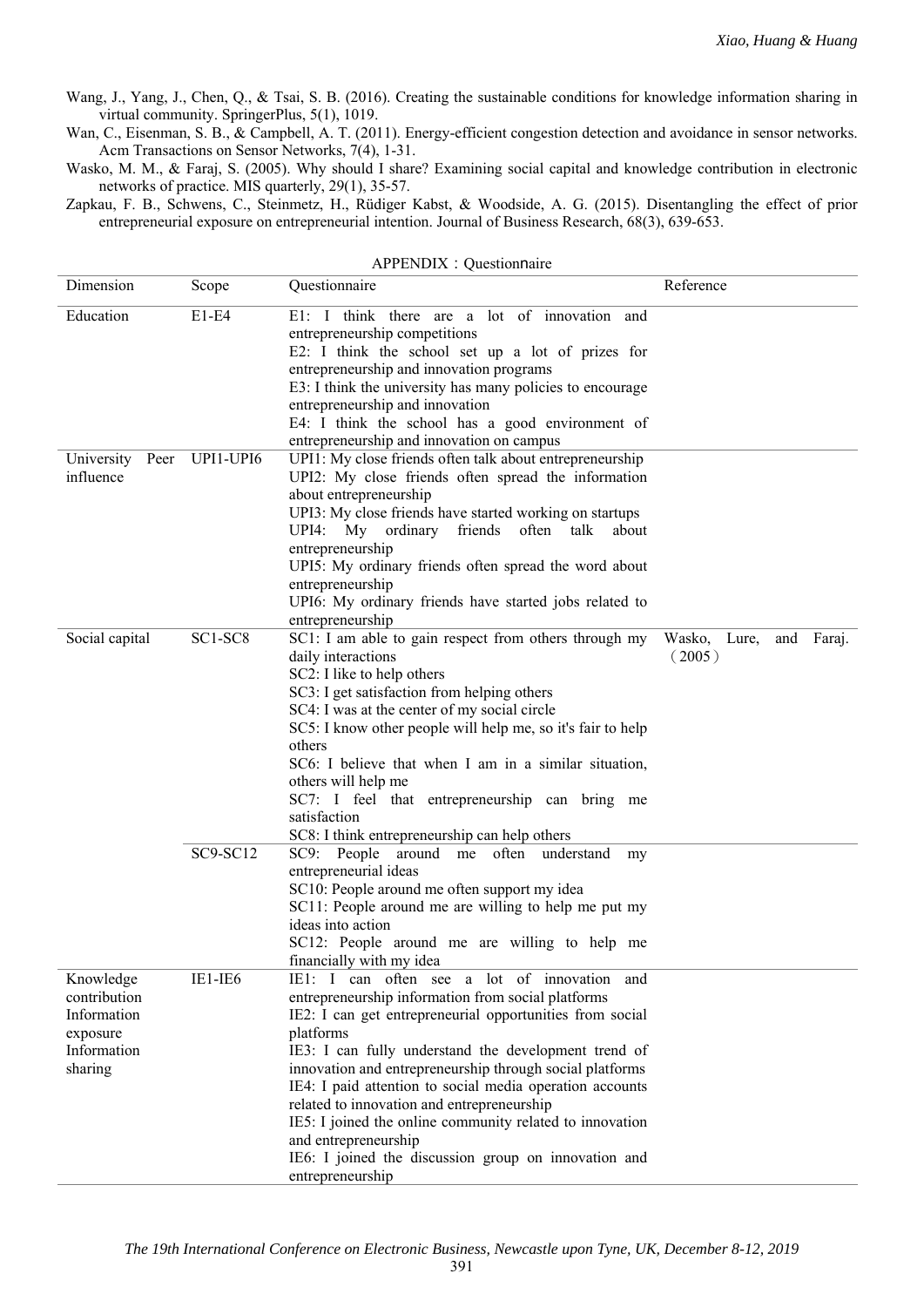Wang, J., Yang, J., Chen, Q., & Tsai, S. B. (2016). Creating the sustainable conditions for knowledge information sharing in virtual community. SpringerPlus, 5(1), 1019.

Wan, C., Eisenman, S. B., & Campbell, A. T. (2011). Energy-efficient congestion detection and avoidance in sensor networks. Acm Transactions on Sensor Networks, 7(4), 1-31.

Wasko, M. M., & Faraj, S. (2005). Why should I share? Examining social capital and knowledge contribution in electronic networks of practice. MIS quarterly, 29(1), 35-57.

Zapkau, F. B., Schwens, C., Steinmetz, H., Rüdiger Kabst, & Woodside, A. G. (2015). Disentangling the effect of prior entrepreneurial exposure on entrepreneurial intention. Journal of Business Research, 68(3), 639-653.

APPENDIX：Questionnaire

| Dimension | Scope | Questionnaire | Reference |
|---|---|---|---|
| Education | E1-E4 | E1: I think there are a lot of innovation and entrepreneurship competitions<br>E2: I think the school set up a lot of prizes for entrepreneurship and innovation programs<br>E3: I think the university has many policies to encourage entrepreneurship and innovation<br>E4: I think the school has a good environment of entrepreneurship and innovation on campus | |
| University Peer influence | UPI1-UPI6 | UPI1: My close friends often talk about entrepreneurship<br>UPI2: My close friends often spread the information about entrepreneurship<br>UPI3: My close friends have started working on startups<br>UPI4: My ordinary friends often talk about entrepreneurship<br>UPI5: My ordinary friends often spread the word about entrepreneurship<br>UPI6: My ordinary friends have started jobs related to entrepreneurship | |
| Social capital | SC1-SC8 | SC1: I am able to gain respect from others through my daily interactions<br>SC2: I like to help others<br>SC3: I get satisfaction from helping others<br>SC4: I was at the center of my social circle<br>SC5: I know other people will help me, so it's fair to help others<br>SC6: I believe that when I am in a similar situation, others will help me<br>SC7: I feel that entrepreneurship can bring me satisfaction<br>SC8: I think entrepreneurship can help others | Wasko, Lure, and Faraj.（2005） |
| | SC9-SC12 | SC9: People around me often understand my entrepreneurial ideas<br>SC10: People around me often support my idea<br>SC11: People around me are willing to help me put my ideas into action<br>SC12: People around me are willing to help me financially with my idea | |
| Knowledge contribution Information exposure Information sharing | IE1-IE6 | IE1: I can often see a lot of innovation and entrepreneurship information from social platforms<br>IE2: I can get entrepreneurial opportunities from social platforms<br>IE3: I can fully understand the development trend of innovation and entrepreneurship through social platforms<br>IE4: I paid attention to social media operation accounts related to innovation and entrepreneurship<br>IE5: I joined the online community related to innovation and entrepreneurship<br>IE6: I joined the discussion group on innovation and entrepreneurship | |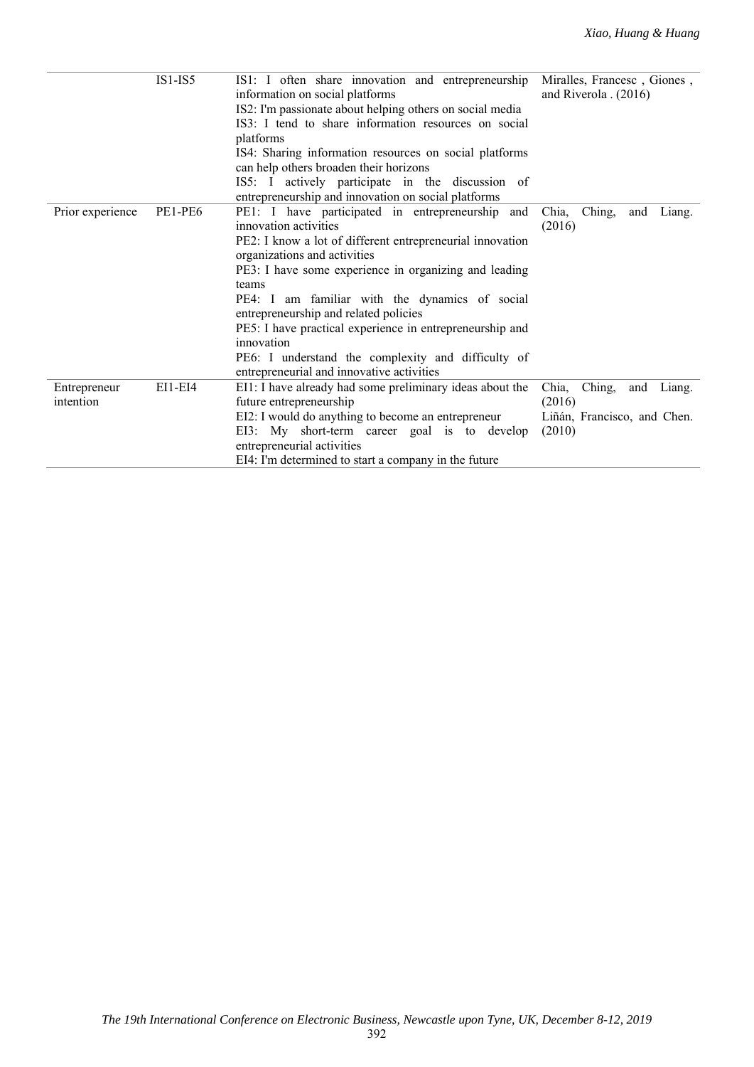| | | | |
|---|---|---|---|
| | IS1-IS5 | IS1: I often share innovation and entrepreneurship information on social platforms<br>IS2: I'm passionate about helping others on social media<br>IS3: I tend to share information resources on social platforms<br>IS4: Sharing information resources on social platforms can help others broaden their horizons<br>IS5: I actively participate in the discussion of entrepreneurship and innovation on social platforms | Miralles, Francesc , Giones , and Riverola . (2016) |
| Prior experience | PE1-PE6 | PE1: I have participated in entrepreneurship and innovation activities<br>PE2: I know a lot of different entrepreneurial innovation organizations and activities<br>PE3: I have some experience in organizing and leading teams<br>PE4: I am familiar with the dynamics of social entrepreneurship and related policies<br>PE5: I have practical experience in entrepreneurship and innovation<br>PE6: I understand the complexity and difficulty of entrepreneurial and innovative activities | Chia, Ching, and Liang. (2016) |
| Entrepreneur intention | EI1-EI4 | EI1: I have already had some preliminary ideas about the future entrepreneurship<br>EI2: I would do anything to become an entrepreneur<br>EI3: My short-term career goal is to develop entrepreneurial activities<br>EI4: I'm determined to start a company in the future | Chia, Ching, and Liang. (2016)<br>Liñán, Francisco, and Chen. (2010) |